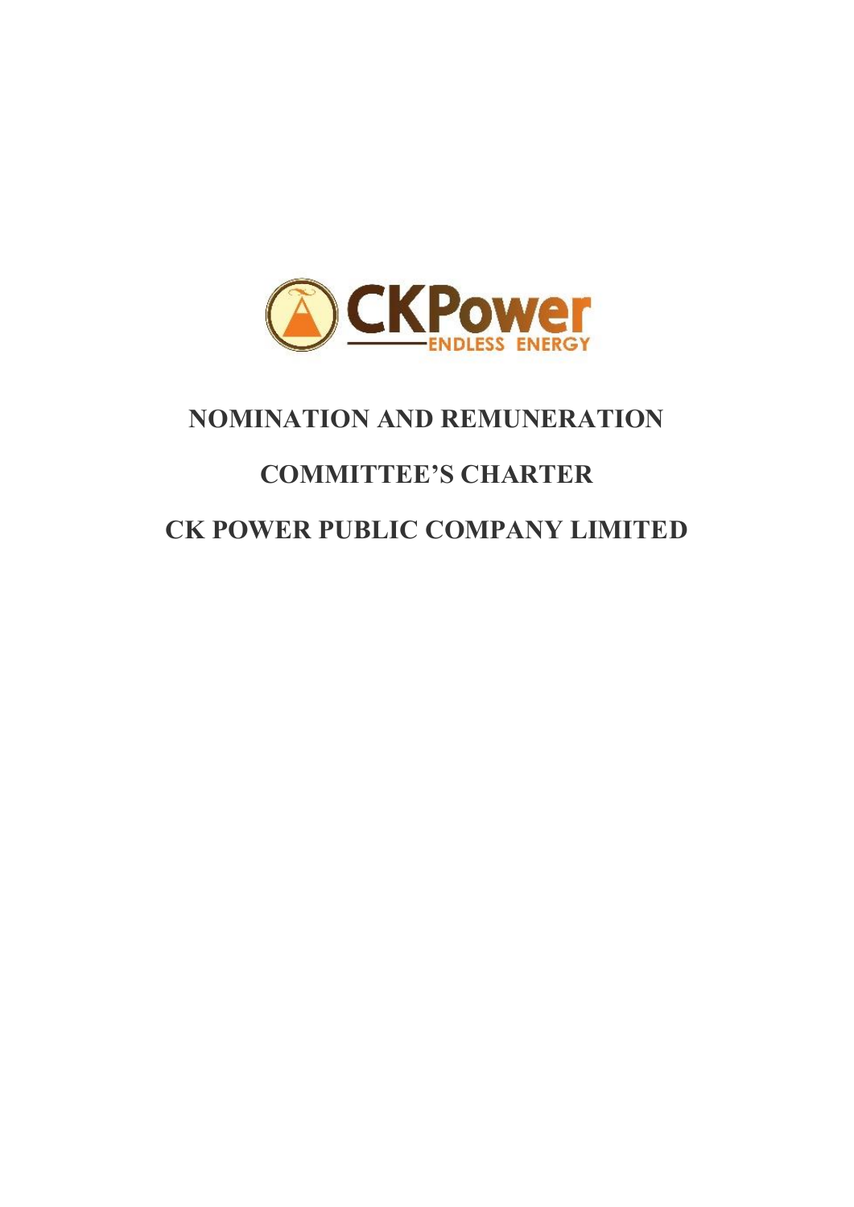# NOMINATION AND REMUNERATION COMMITTEE'S CHARTER

# CK POWER PUBLIC COMPANY LIMITED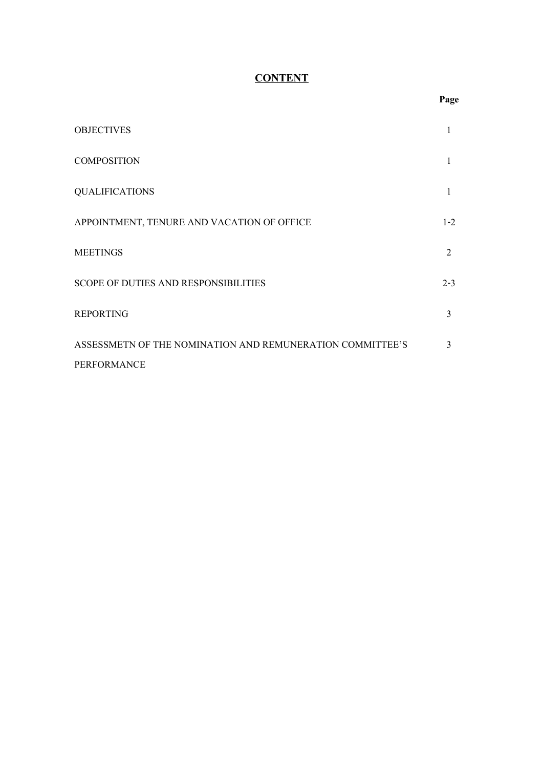# **CONTENT**

| | Page |
|---|---|
| OBJECTIVES | 1 |
| COMPOSITION | 1 |
| QUALIFICATIONS | 1 |
| APPOINTMENT, TENURE AND VACATION OF OFFICE | 1-2 |
| MEETINGS | 2 |
| SCOPE OF DUTIES AND RESPONSIBILITIES | 2-3 |
| REPORTING | 3 |
| ASSESSMETN OF THE NOMINATION AND REMUNERATION COMMITTEE'S PERFORMANCE | 3 |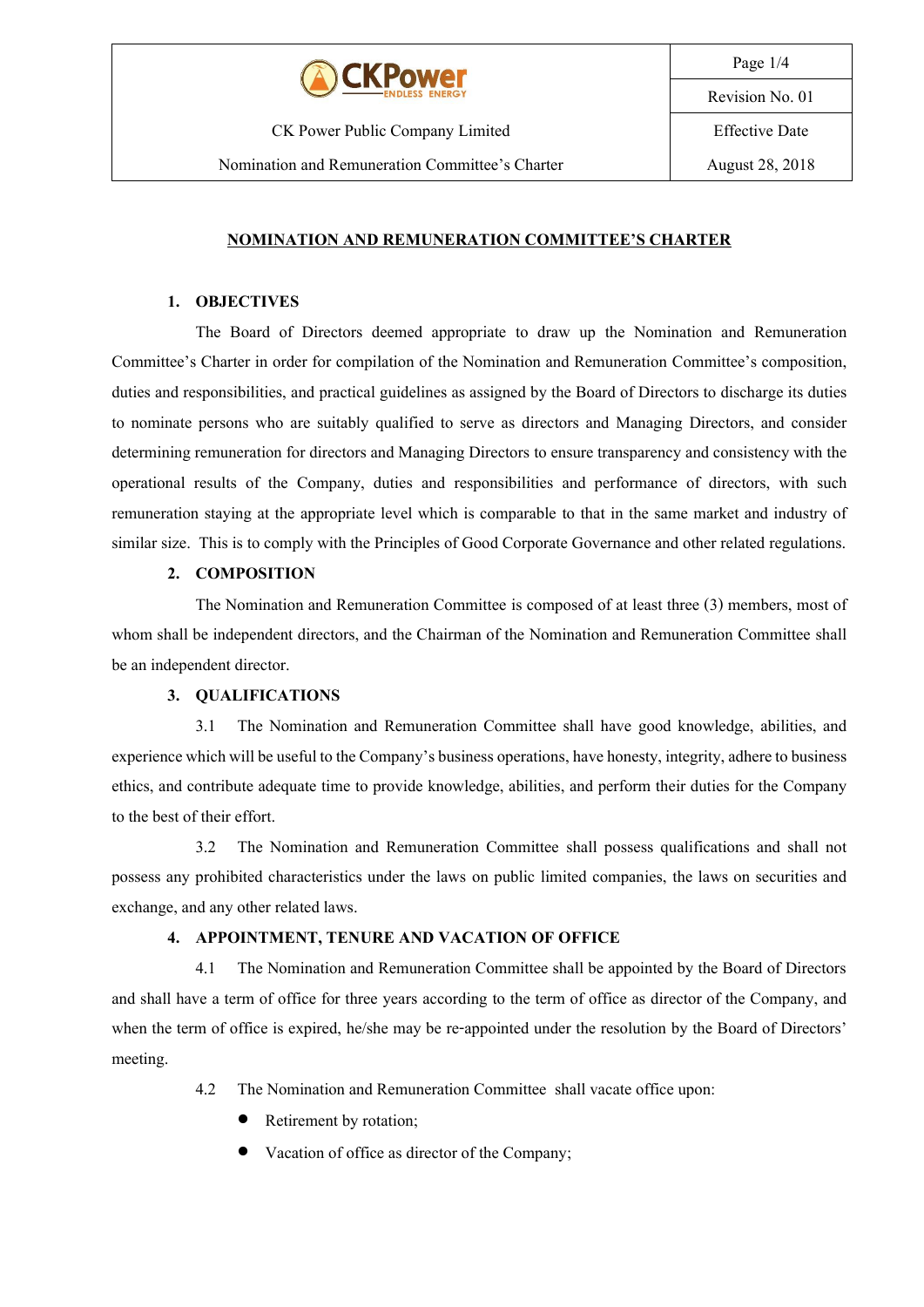## NOMINATION AND REMUNERATION COMMITTEE'S CHARTER

### 1. OBJECTIVES

The Board of Directors deemed appropriate to draw up the Nomination and Remuneration Committee's Charter in order for compilation of the Nomination and Remuneration Committee's composition, duties and responsibilities, and practical guidelines as assigned by the Board of Directors to discharge its duties to nominate persons who are suitably qualified to serve as directors and Managing Directors, and consider determining remuneration for directors and Managing Directors to ensure transparency and consistency with the operational results of the Company, duties and responsibilities and performance of directors, with such remuneration staying at the appropriate level which is comparable to that in the same market and industry of similar size. This is to comply with the Principles of Good Corporate Governance and other related regulations.

### 2. COMPOSITION

The Nomination and Remuneration Committee is composed of at least three (3) members, most of whom shall be independent directors, and the Chairman of the Nomination and Remuneration Committee shall be an independent director.

### 3. QUALIFICATIONS

3.1 The Nomination and Remuneration Committee shall have good knowledge, abilities, and experience which will be useful to the Company's business operations, have honesty, integrity, adhere to business ethics, and contribute adequate time to provide knowledge, abilities, and perform their duties for the Company to the best of their effort.

3.2 The Nomination and Remuneration Committee shall possess qualifications and shall not possess any prohibited characteristics under the laws on public limited companies, the laws on securities and exchange, and any other related laws.

### 4. APPOINTMENT, TENURE AND VACATION OF OFFICE

4.1 The Nomination and Remuneration Committee shall be appointed by the Board of Directors and shall have a term of office for three years according to the term of office as director of the Company, and when the term of office is expired, he/she may be re-appointed under the resolution by the Board of Directors' meeting.

4.2 The Nomination and Remuneration Committee shall vacate office upon:

- Retirement by rotation;
- Vacation of office as director of the Company;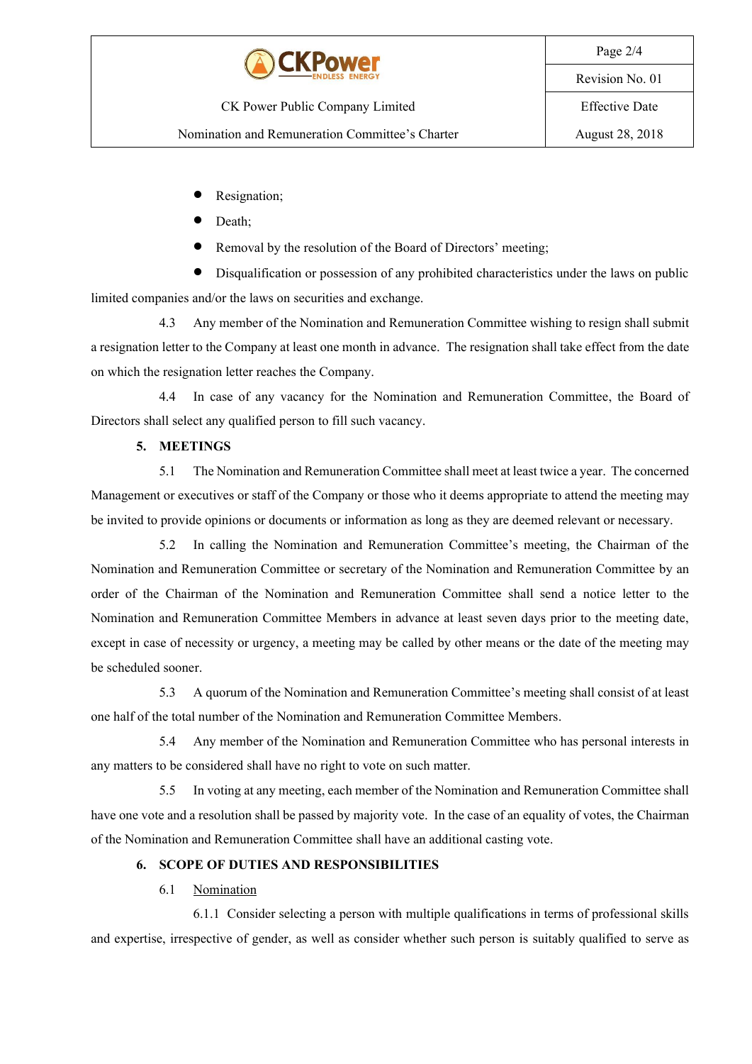- Resignation;
- Death;
- Removal by the resolution of the Board of Directors' meeting;
- Disqualification or possession of any prohibited characteristics under the laws on public limited companies and/or the laws on securities and exchange.

4.3 Any member of the Nomination and Remuneration Committee wishing to resign shall submit a resignation letter to the Company at least one month in advance. The resignation shall take effect from the date on which the resignation letter reaches the Company.

4.4 In case of any vacancy for the Nomination and Remuneration Committee, the Board of Directors shall select any qualified person to fill such vacancy.

**5. MEETINGS**

5.1 The Nomination and Remuneration Committee shall meet at least twice a year. The concerned Management or executives or staff of the Company or those who it deems appropriate to attend the meeting may be invited to provide opinions or documents or information as long as they are deemed relevant or necessary.

5.2 In calling the Nomination and Remuneration Committee's meeting, the Chairman of the Nomination and Remuneration Committee or secretary of the Nomination and Remuneration Committee by an order of the Chairman of the Nomination and Remuneration Committee shall send a notice letter to the Nomination and Remuneration Committee Members in advance at least seven days prior to the meeting date, except in case of necessity or urgency, a meeting may be called by other means or the date of the meeting may be scheduled sooner.

5.3 A quorum of the Nomination and Remuneration Committee's meeting shall consist of at least one half of the total number of the Nomination and Remuneration Committee Members.

5.4 Any member of the Nomination and Remuneration Committee who has personal interests in any matters to be considered shall have no right to vote on such matter.

5.5 In voting at any meeting, each member of the Nomination and Remuneration Committee shall have one vote and a resolution shall be passed by majority vote. In the case of an equality of votes, the Chairman of the Nomination and Remuneration Committee shall have an additional casting vote.

**6. SCOPE OF DUTIES AND RESPONSIBILITIES**

6.1 Nomination

6.1.1 Consider selecting a person with multiple qualifications in terms of professional skills and expertise, irrespective of gender, as well as consider whether such person is suitably qualified to serve as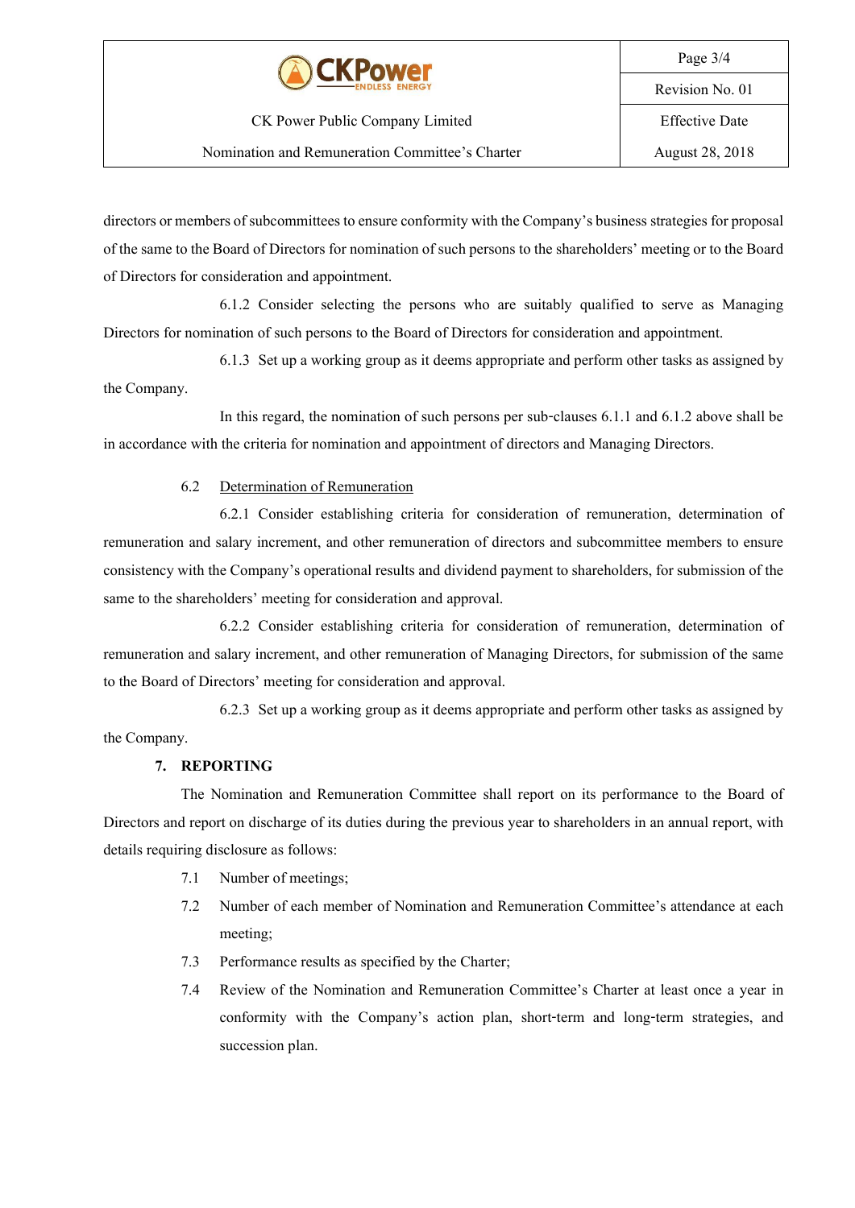directors or members of subcommittees to ensure conformity with the Company's business strategies for proposal of the same to the Board of Directors for nomination of such persons to the shareholders' meeting or to the Board of Directors for consideration and appointment.

6.1.2 Consider selecting the persons who are suitably qualified to serve as Managing Directors for nomination of such persons to the Board of Directors for consideration and appointment.

6.1.3 Set up a working group as it deems appropriate and perform other tasks as assigned by the Company.

In this regard, the nomination of such persons per sub-clauses 6.1.1 and 6.1.2 above shall be in accordance with the criteria for nomination and appointment of directors and Managing Directors.

6.2 Determination of Remuneration

6.2.1 Consider establishing criteria for consideration of remuneration, determination of remuneration and salary increment, and other remuneration of directors and subcommittee members to ensure consistency with the Company's operational results and dividend payment to shareholders, for submission of the same to the shareholders' meeting for consideration and approval.

6.2.2 Consider establishing criteria for consideration of remuneration, determination of remuneration and salary increment, and other remuneration of Managing Directors, for submission of the same to the Board of Directors' meeting for consideration and approval.

6.2.3 Set up a working group as it deems appropriate and perform other tasks as assigned by the Company.

**7. REPORTING**

The Nomination and Remuneration Committee shall report on its performance to the Board of Directors and report on discharge of its duties during the previous year to shareholders in an annual report, with details requiring disclosure as follows:

7.1 Number of meetings;

7.2 Number of each member of Nomination and Remuneration Committee's attendance at each meeting;

7.3 Performance results as specified by the Charter;

7.4 Review of the Nomination and Remuneration Committee's Charter at least once a year in conformity with the Company's action plan, short-term and long-term strategies, and succession plan.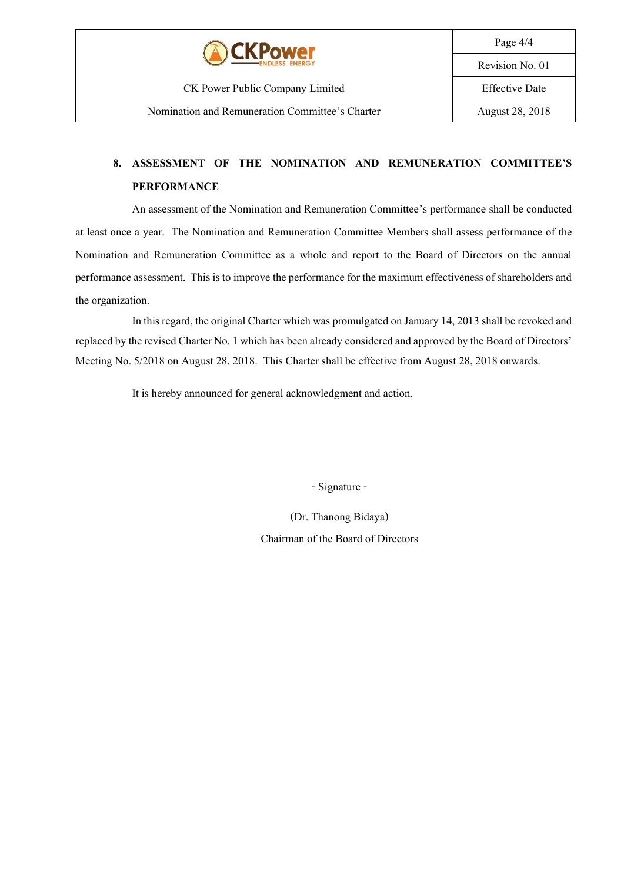## 8. ASSESSMENT OF THE NOMINATION AND REMUNERATION COMMITTEE'S PERFORMANCE

An assessment of the Nomination and Remuneration Committee's performance shall be conducted at least once a year. The Nomination and Remuneration Committee Members shall assess performance of the Nomination and Remuneration Committee as a whole and report to the Board of Directors on the annual performance assessment. This is to improve the performance for the maximum effectiveness of shareholders and the organization.

In this regard, the original Charter which was promulgated on January 14, 2013 shall be revoked and replaced by the revised Charter No. 1 which has been already considered and approved by the Board of Directors' Meeting No. 5/2018 on August 28, 2018. This Charter shall be effective from August 28, 2018 onwards.

It is hereby announced for general acknowledgment and action.

- Signature -

(Dr. Thanong Bidaya)

Chairman of the Board of Directors